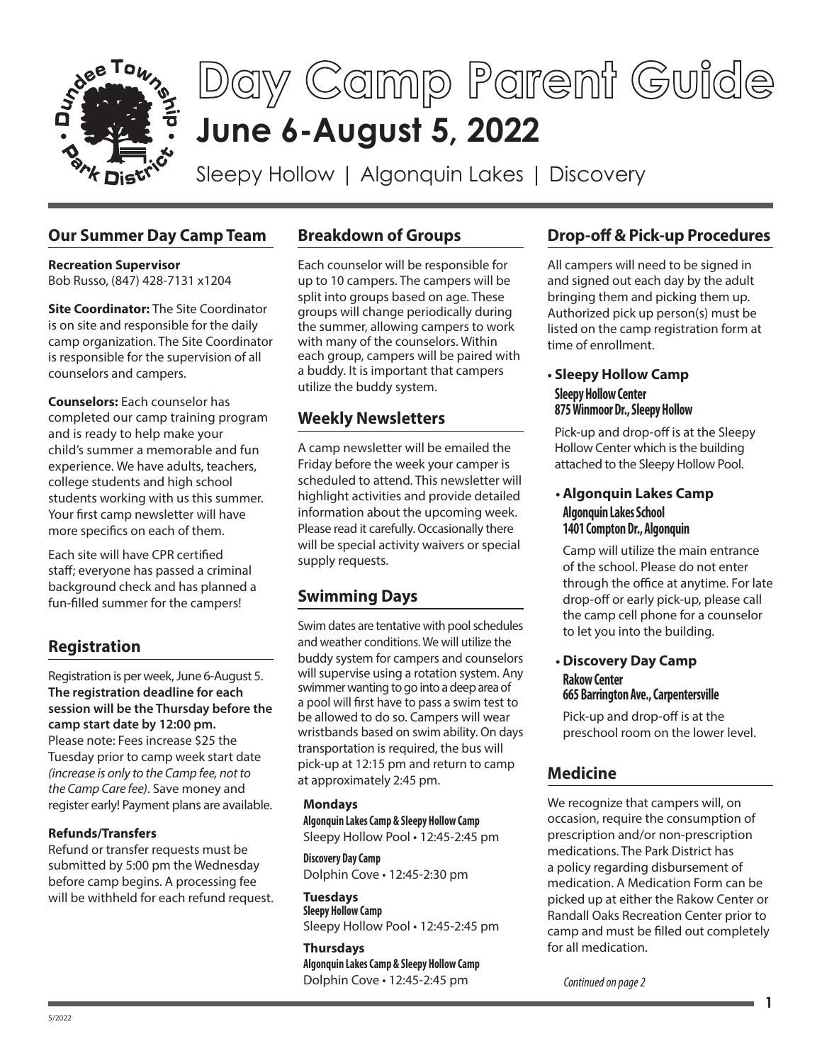# Day Camp Parent Guide

## June 6-August 5, 2022

Sleepy Hollow | Algonquin Lakes | Discovery

## Our Summer Day Camp Team

**Recreation Supervisor**
Bob Russo, (847) 428-7131 x1204

**Site Coordinator:** The Site Coordinator is on site and responsible for the daily camp organization. The Site Coordinator is responsible for the supervision of all counselors and campers.

**Counselors:** Each counselor has completed our camp training program and is ready to help make your child's summer a memorable and fun experience. We have adults, teachers, college students and high school students working with us this summer. Your first camp newsletter will have more specifics on each of them.

Each site will have CPR certified staff; everyone has passed a criminal background check and has planned a fun-filled summer for the campers!

## Registration

Registration is per week, June 6-August 5. **The registration deadline for each session will be the Thursday before the camp start date by 12:00 pm.** Please note: Fees increase $25 the Tuesday prior to camp week start date *(increase is only to the Camp fee, not to the Camp Care fee)*. Save money and register early! Payment plans are available.

**Refunds/Transfers**
Refund or transfer requests must be submitted by 5:00 pm the Wednesday before camp begins. A processing fee will be withheld for each refund request.

## Breakdown of Groups

Each counselor will be responsible for up to 10 campers. The campers will be split into groups based on age. These groups will change periodically during the summer, allowing campers to work with many of the counselors. Within each group, campers will be paired with a buddy. It is important that campers utilize the buddy system.

## Weekly Newsletters

A camp newsletter will be emailed the Friday before the week your camper is scheduled to attend. This newsletter will highlight activities and provide detailed information about the upcoming week. Please read it carefully. Occasionally there will be special activity waivers or special supply requests.

## Swimming Days

Swim dates are tentative with pool schedules and weather conditions. We will utilize the buddy system for campers and counselors will supervise using a rotation system. Any swimmer wanting to go into a deep area of a pool will first have to pass a swim test to be allowed to do so. Campers will wear wristbands based on swim ability. On days transportation is required, the bus will pick-up at 12:15 pm and return to camp at approximately 2:45 pm.

**Mondays**
**Algonquin Lakes Camp & Sleepy Hollow Camp**
Sleepy Hollow Pool • 12:45-2:45 pm

**Discovery Day Camp**
Dolphin Cove • 12:45-2:30 pm

**Tuesdays**
**Sleepy Hollow Camp**
Sleepy Hollow Pool • 12:45-2:45 pm

**Thursdays**
**Algonquin Lakes Camp & Sleepy Hollow Camp**
Dolphin Cove • 12:45-2:45 pm

## Drop-off & Pick-up Procedures

All campers will need to be signed in and signed out each day by the adult bringing them and picking them up. Authorized pick up person(s) must be listed on the camp registration form at time of enrollment.

- **Sleepy Hollow Camp**
  **Sleepy Hollow Center**
  **875 Winmoor Dr., Sleepy Hollow**

  Pick-up and drop-off is at the Sleepy Hollow Center which is the building attached to the Sleepy Hollow Pool.

- **Algonquin Lakes Camp**
  **Algonquin Lakes School**
  **1401 Compton Dr., Algonquin**

  Camp will utilize the main entrance of the school. Please do not enter through the office at anytime. For late drop-off or early pick-up, please call the camp cell phone for a counselor to let you into the building.

- **Discovery Day Camp**
  **Rakow Center**
  **665 Barrington Ave., Carpentersville**

  Pick-up and drop-off is at the preschool room on the lower level.

## Medicine

We recognize that campers will, on occasion, require the consumption of prescription and/or non-prescription medications. The Park District has a policy regarding disbursement of medication. A Medication Form can be picked up at either the Rakow Center or Randall Oaks Recreation Center prior to camp and must be filled out completely for all medication.

*Continued on page 2*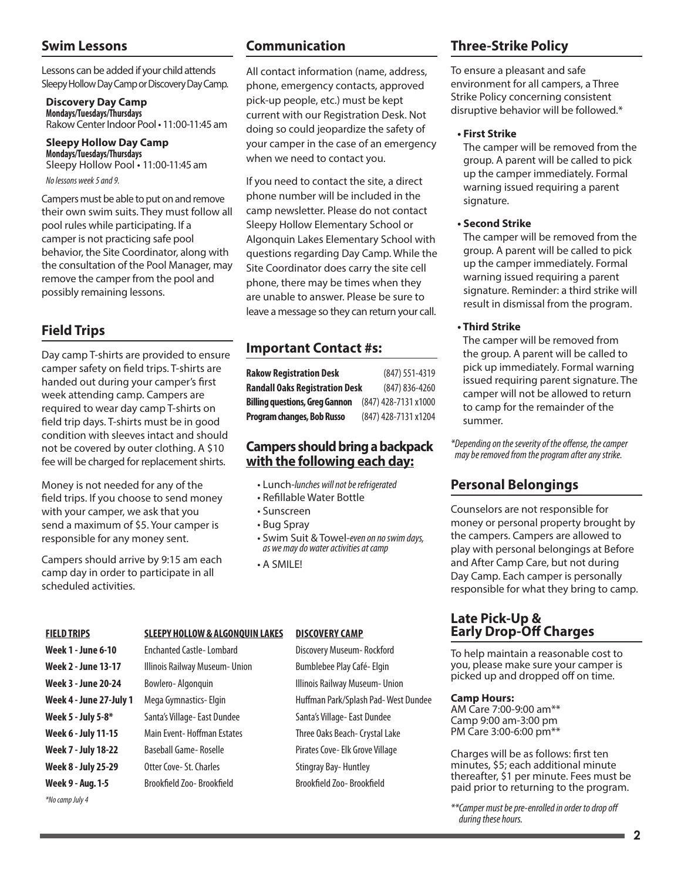## Swim Lessons

Lessons can be added if your child attends Sleepy Hollow Day Camp or Discovery Day Camp.

**Discovery Day Camp**
**Mondays/Tuesdays/Thursdays**
Rakow Center Indoor Pool • 11:00-11:45 am

**Sleepy Hollow Day Camp**
**Mondays/Tuesdays/Thursdays**
Sleepy Hollow Pool • 11:00-11:45 am

*No lessons week 5 and 9.*

Campers must be able to put on and remove their own swim suits. They must follow all pool rules while participating. If a camper is not practicing safe pool behavior, the Site Coordinator, along with the consultation of the Pool Manager, may remove the camper from the pool and possibly remaining lessons.

## Field Trips

Day camp T-shirts are provided to ensure camper safety on field trips. T-shirts are handed out during your camper's first week attending camp. Campers are required to wear day camp T-shirts on field trip days. T-shirts must be in good condition with sleeves intact and should not be covered by outer clothing. A $10 fee will be charged for replacement shirts.

Money is not needed for any of the field trips. If you choose to send money with your camper, we ask that you send a maximum of $5. Your camper is responsible for any money sent.

Campers should arrive by 9:15 am each camp day in order to participate in all scheduled activities.

## Communication

All contact information (name, address, phone, emergency contacts, approved pick-up people, etc.) must be kept current with our Registration Desk. Not doing so could jeopardize the safety of your camper in the case of an emergency when we need to contact you.

If you need to contact the site, a direct phone number will be included in the camp newsletter. Please do not contact Sleepy Hollow Elementary School or Algonquin Lakes Elementary School with questions regarding Day Camp. While the Site Coordinator does carry the site cell phone, there may be times when they are unable to answer. Please be sure to leave a message so they can return your call.

## Important Contact #s:

| | |
|---|---|
| **Rakow Registration Desk** | (847) 551-4319 |
| **Randall Oaks Registration Desk** | (847) 836-4260 |
| **Billing questions, Greg Gannon** | (847) 428-7131 x1000 |
| **Program changes, Bob Russo** | (847) 428-7131 x1204 |

### Campers should bring a backpack with the following each day:

- Lunch-*lunches will not be refrigerated*
- Refillable Water Bottle
- Sunscreen
- Bug Spray
- Swim Suit & Towel-*even on no swim days, as we may do water activities at camp*
- A SMILE!

## Three-Strike Policy

To ensure a pleasant and safe environment for all campers, a Three Strike Policy concerning consistent disruptive behavior will be followed.*

- **First Strike**
  The camper will be removed from the group. A parent will be called to pick up the camper immediately. Formal warning issued requiring a parent signature.
- **Second Strike**
  The camper will be removed from the group. A parent will be called to pick up the camper immediately. Formal warning issued requiring a parent signature. Reminder: a third strike will result in dismissal from the program.
- **Third Strike**
  The camper will be removed from the group. A parent will be called to pick up immediately. Formal warning issued requiring parent signature. The camper will not be allowed to return to camp for the remainder of the summer.

*\*Depending on the severity of the offense, the camper may be removed from the program after any strike.*

## Personal Belongings

Counselors are not responsible for money or personal property brought by the campers. Campers are allowed to play with personal belongings at Before and After Camp Care, but not during Day Camp. Each camper is personally responsible for what they bring to camp.

| FIELD TRIPS | SLEEPY HOLLOW & ALGONQUIN LAKES | DISCOVERY CAMP |
|---|---|---|
| **Week 1 - June 6-10** | Enchanted Castle- Lombard | Discovery Museum- Rockford |
| **Week 2 - June 13-17** | Illinois Railway Museum- Union | Bumblebee Play Café- Elgin |
| **Week 3 - June 20-24** | Bowlero- Algonquin | Illinois Railway Museum- Union |
| **Week 4 - June 27-July 1** | Mega Gymnastics- Elgin | Huffman Park/Splash Pad- West Dundee |
| **Week 5 - July 5-8*** | Santa's Village- East Dundee | Santa's Village- East Dundee |
| **Week 6 - July 11-15** | Main Event- Hoffman Estates | Three Oaks Beach- Crystal Lake |
| **Week 7 - July 18-22** | Baseball Game- Roselle | Pirates Cove- Elk Grove Village |
| **Week 8 - July 25-29** | Otter Cove- St. Charles | Stingray Bay- Huntley |
| **Week 9 - Aug. 1-5** | Brookfield Zoo- Brookfield | Brookfield Zoo- Brookfield |

*\*No camp July 4*

## Late Pick-Up & Early Drop-Off Charges

To help maintain a reasonable cost to you, please make sure your camper is picked up and dropped off on time.

**Camp Hours:**
AM Care 7:00-9:00 am**
Camp 9:00 am-3:00 pm
PM Care 3:00-6:00 pm**

Charges will be as follows: first ten minutes, $5; each additional minute thereafter, $1 per minute. Fees must be paid prior to returning to the program.

*\*\*Camper must be pre-enrolled in order to drop off during these hours.*